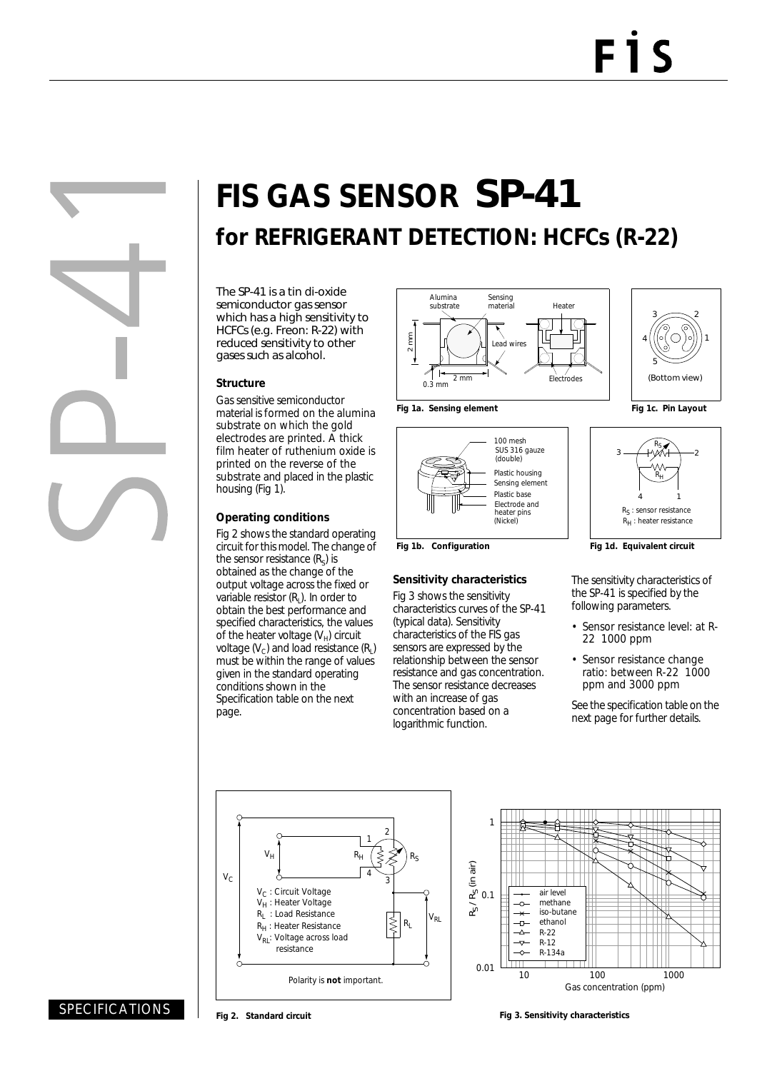# FIS GAS SENSOR SP-41

## for REFRIGERANT DETECTION: HCFCs (R-22)

The SP-41 is a tin di-oxide semiconductor gas sensor which has a high sensitivity to HCFCs (e.g. Freon: R-22) with reduced sensitivity to other gases such as alcohol.

### Structure

Gas sensitive semiconductor material is formed on the alumina substrate on which the gold electrodes are printed. A thick film heater of ruthenium oxide is printed on the reverse of the substrate and placed in the plastic housing (Fig 1).

### Operating conditions

Fig 2 shows the standard operating circuit for this model. The change of the sensor resistance ($R_S$) is obtained as the change of the output voltage across the fixed or variable resistor ($R_L$). In order to obtain the best performance and specified characteristics, the values of the heater voltage ($V_H$) circuit voltage ($V_C$) and load resistance ($R_L$) must be within the range of values given in the standard operating conditions shown in the Specification table on the next page.

Fig 1a. Sensing element

Fig 1b. Configuration

Fig 1c. Pin Layout

Fig 1d. Equivalent circuit

### Sensitivity characteristics

Fig 3 shows the sensitivity characteristics curves of the SP-41 (typical data). Sensitivity characteristics of the FIS gas sensors are expressed by the relationship between the sensor resistance and gas concentration. The sensor resistance decreases with an increase of gas concentration based on a logarithmic function.

The sensitivity characteristics of the SP-41 is specified by the following parameters.

- Sensor resistance level: at R-22 1000 ppm
- Sensor resistance change ratio: between R-22 1000 ppm and 3000 ppm

See the specification table on the next page for further details.

Fig 2. Standard circuit

Fig 3. Sensitivity characteristics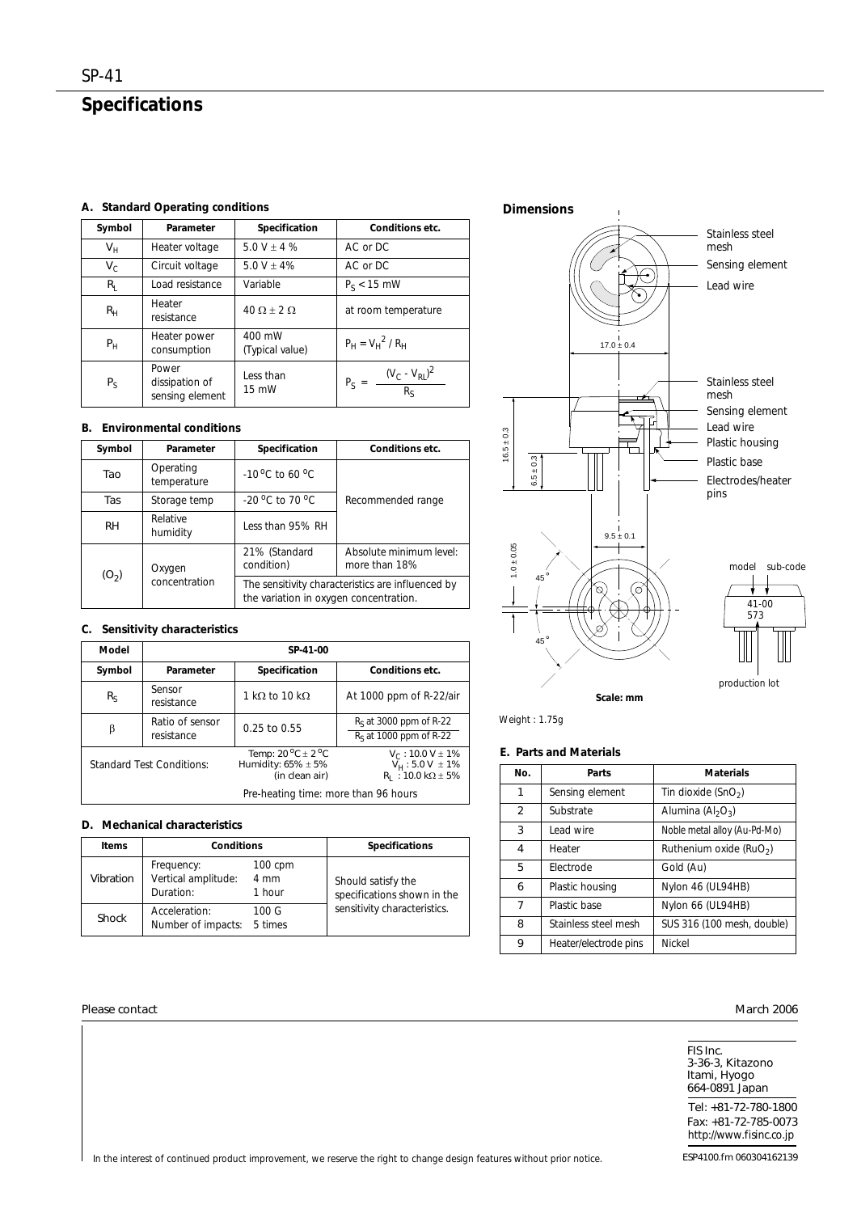SP-41

# Specifications

### A. Standard Operating conditions

| Symbol | Parameter | Specification | Conditions etc. |
|---|---|---|---|
| $V_H$ | Heater voltage | 5.0 V ± 4 % | AC or DC |
| $V_C$ | Circuit voltage | 5.0 V ± 4% | AC or DC |
| $R_L$ | Load resistance | Variable | $P_S$ < 15 mW |
| $R_H$ | Heater resistance | 40 Ω ± 2 Ω | at room temperature |
| $P_H$ | Heater power consumption | 400 mW (Typical value) | $P_H = V_H^2 / R_H$ |
| $P_S$ | Power dissipation of sensing element | Less than 15 mW | $P_S = \frac{(V_C - V_{RL})^2}{R_S}$ |

### B. Environmental conditions

| Symbol | Parameter | Specification | Conditions etc. |
|---|---|---|---|
| Tao | Operating temperature | -10 °C to 60 °C | Recommended range |
| Tas | Storage temp | -20 °C to 70 °C | Recommended range |
| RH | Relative humidity | Less than 95% RH | Recommended range |
| $(O_2)$ | Oxygen concentration | 21% (Standard condition) | Absolute minimum level: more than 18% |
| | | The sensitivity characteristics are influenced by the variation in oxygen concentration. | |

### C. Sensitivity characteristics

| Model | SP-41-00 | | |
|---|---|---|---|
| Symbol | Parameter | Specification | Conditions etc. |
| $R_S$ | Sensor resistance | 1 kΩ to 10 kΩ | At 1000 ppm of R-22/air |
| β | Ratio of sensor resistance | 0.25 to 0.55 | $\frac{R_S \text{ at 3000 ppm of R-22}}{R_S \text{ at 1000 ppm of R-22}}$ |
| Standard Test Conditions: | | Temp: 20 °C ± 2 °C, Humidity: 65% ± 5% (in clean air) | $V_C$ : 10.0 V ± 1%, $V_H$ : 5.0 V ± 1%, $R_L$ : 10.0 kΩ ± 5% |
| | | Pre-heating time: more than 96 hours | |

### D. Mechanical characteristics

| Items | Conditions | Specifications |
|---|---|---|
| Vibration | Frequency: 100 cpm; Vertical amplitude: 4 mm; Duration: 1 hour | Should satisfy the specifications shown in the sensitivity characteristics. |
| Shock | Acceleration: 100 G; Number of impacts: 5 times | Should satisfy the specifications shown in the sensitivity characteristics. |

### Dimensions

Stainless steel mesh
Sensing element
Lead wire
17.0 ± 0.4
Stainless steel mesh
Sensing element
Lead wire
Plastic housing
Plastic base
Electrodes/heater pins
16.5 ± 0.3
6.5 ± 0.3
9.5 ± 0.1
1.0 ± 0.05
45°
45°
model sub-code
41-00
573
production lot

Scale: mm

Weight : 1.75g

### E. Parts and Materials

| No. | Parts | Materials |
|---|---|---|
| 1 | Sensing element | Tin dioxide ($SnO_2$) |
| 2 | Substrate | Alumina ($Al_2O_3$) |
| 3 | Lead wire | Noble metal alloy (Au-Pd-Mo) |
| 4 | Heater | Ruthenium oxide ($RuO_2$) |
| 5 | Electrode | Gold (Au) |
| 6 | Plastic housing | Nylon 46 (UL94HB) |
| 7 | Plastic base | Nylon 66 (UL94HB) |
| 8 | Stainless steel mesh | SUS 316 (100 mesh, double) |
| 9 | Heater/electrode pins | Nickel |

Please contact

March 2006

FIS Inc.
3-36-3, Kitazono
Itami, Hyogo
664-0891 Japan

Tel: +81-72-780-1800
Fax: +81-72-785-0073
http://www.fisinc.co.jp

In the interest of continued product improvement, we reserve the right to change design features without prior notice.

ESP4100.fm 060304162139